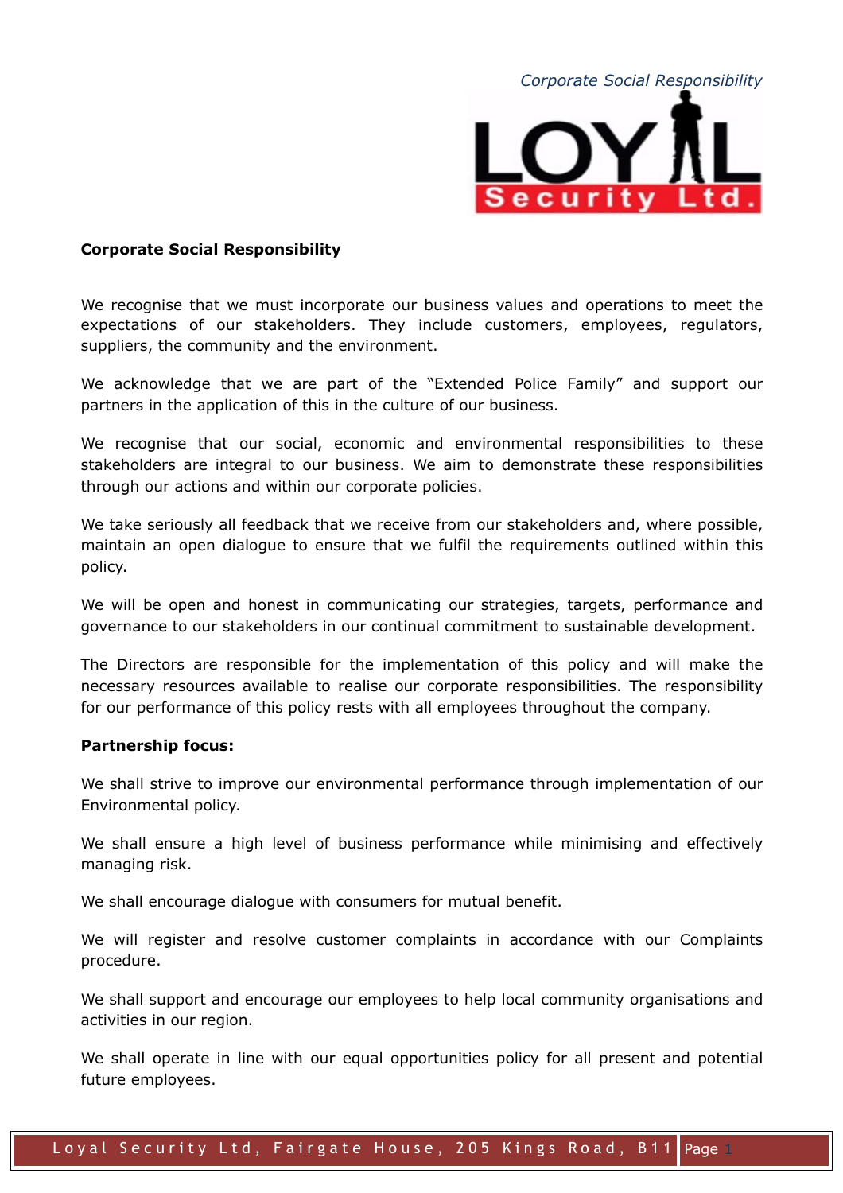## Corporate Social Responsibility

We recognise that we must incorporate our business values and operations to meet the expectations of our stakeholders. They include customers, employees, regulators, suppliers, the community and the environment.

We acknowledge that we are part of the "Extended Police Family" and support our partners in the application of this in the culture of our business.

We recognise that our social, economic and environmental responsibilities to these stakeholders are integral to our business. We aim to demonstrate these responsibilities through our actions and within our corporate policies.

We take seriously all feedback that we receive from our stakeholders and, where possible, maintain an open dialogue to ensure that we fulfil the requirements outlined within this policy.

We will be open and honest in communicating our strategies, targets, performance and governance to our stakeholders in our continual commitment to sustainable development.

The Directors are responsible for the implementation of this policy and will make the necessary resources available to realise our corporate responsibilities. The responsibility for our performance of this policy rests with all employees throughout the company.

**Partnership focus:**

We shall strive to improve our environmental performance through implementation of our Environmental policy.

We shall ensure a high level of business performance while minimising and effectively managing risk.

We shall encourage dialogue with consumers for mutual benefit.

We will register and resolve customer complaints in accordance with our Complaints procedure.

We shall support and encourage our employees to help local community organisations and activities in our region.

We shall operate in line with our equal opportunities policy for all present and potential future employees.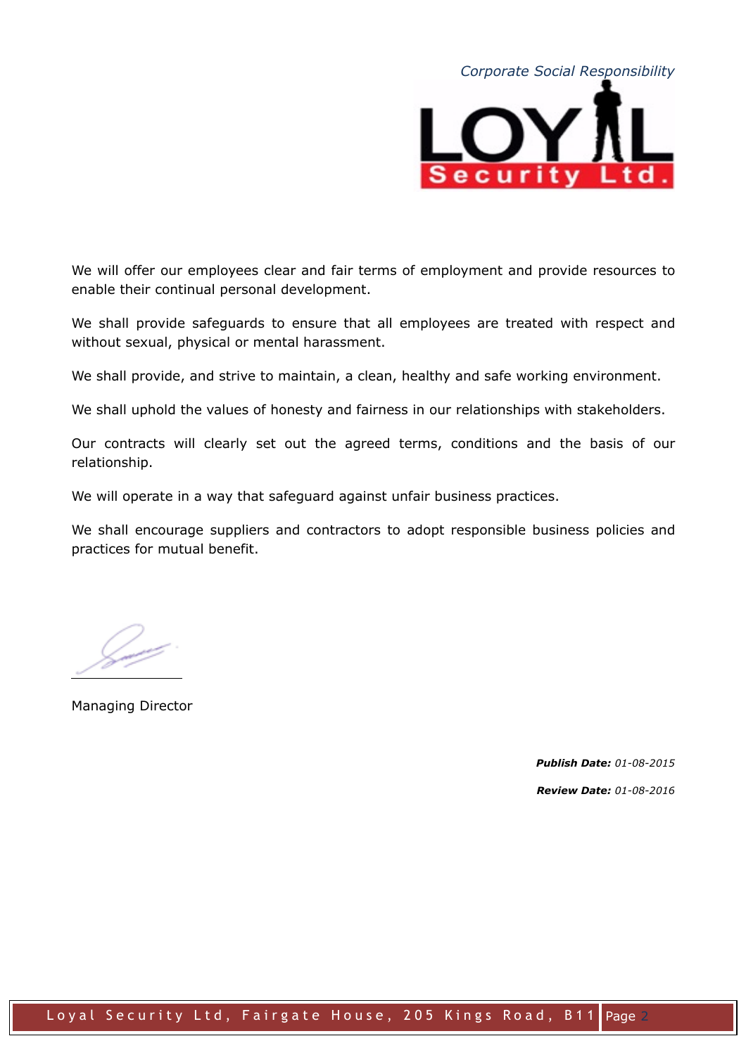We will offer our employees clear and fair terms of employment and provide resources to enable their continual personal development.

We shall provide safeguards to ensure that all employees are treated with respect and without sexual, physical or mental harassment.

We shall provide, and strive to maintain, a clean, healthy and safe working environment.

We shall uphold the values of honesty and fairness in our relationships with stakeholders.

Our contracts will clearly set out the agreed terms, conditions and the basis of our relationship.

We will operate in a way that safeguard against unfair business practices.

We shall encourage suppliers and contractors to adopt responsible business policies and practices for mutual benefit.

Managing Director

***Publish Date:*** *01-08-2015*

***Review Date:*** *01-08-2016*